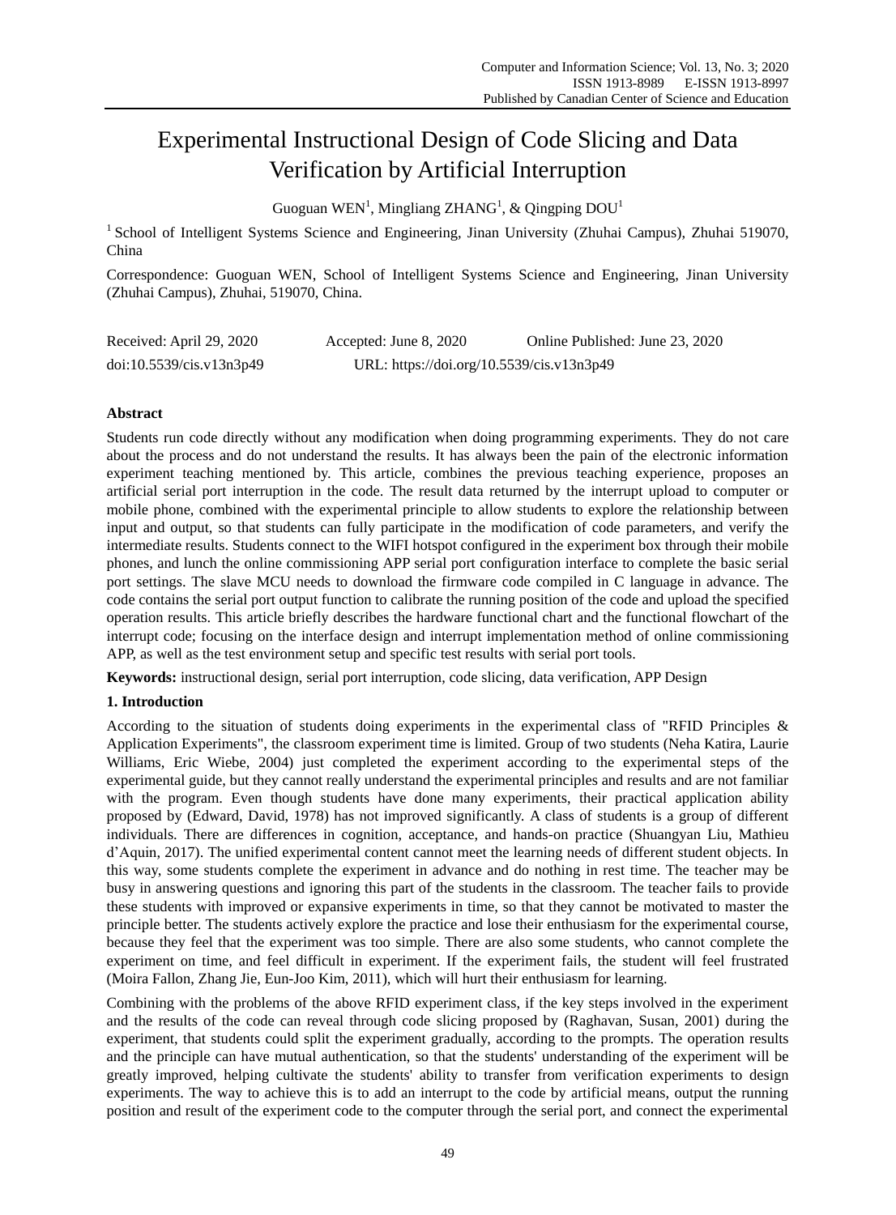# Experimental Instructional Design of Code Slicing and Data Verification by Artificial Interruption

Guoguan WEN[1], Mingliang ZHANG[1], & Qingping DOU[1]

[1] School of Intelligent Systems Science and Engineering, Jinan University (Zhuhai Campus), Zhuhai 519070, China

Correspondence: Guoguan WEN, School of Intelligent Systems Science and Engineering, Jinan University (Zhuhai Campus), Zhuhai, 519070, China.

Received: April 29, 2020  Accepted: June 8, 2020  Online Published: June 23, 2020

doi:10.5539/cis.v13n3p49  URL: https://doi.org/10.5539/cis.v13n3p49

## Abstract

Students run code directly without any modification when doing programming experiments. They do not care about the process and do not understand the results. It has always been the pain of the electronic information experiment teaching mentioned by. This article, combines the previous teaching experience, proposes an artificial serial port interruption in the code. The result data returned by the interrupt upload to computer or mobile phone, combined with the experimental principle to allow students to explore the relationship between input and output, so that students can fully participate in the modification of code parameters, and verify the intermediate results. Students connect to the WIFI hotspot configured in the experiment box through their mobile phones, and lunch the online commissioning APP serial port configuration interface to complete the basic serial port settings. The slave MCU needs to download the firmware code compiled in C language in advance. The code contains the serial port output function to calibrate the running position of the code and upload the specified operation results. This article briefly describes the hardware functional chart and the functional flowchart of the interrupt code; focusing on the interface design and interrupt implementation method of online commissioning APP, as well as the test environment setup and specific test results with serial port tools.

**Keywords:** instructional design, serial port interruption, code slicing, data verification, APP Design

## 1. Introduction

According to the situation of students doing experiments in the experimental class of "RFID Principles & Application Experiments", the classroom experiment time is limited. Group of two students (Neha Katira, Laurie Williams, Eric Wiebe, 2004) just completed the experiment according to the experimental steps of the experimental guide, but they cannot really understand the experimental principles and results and are not familiar with the program. Even though students have done many experiments, their practical application ability proposed by (Edward, David, 1978) has not improved significantly. A class of students is a group of different individuals. There are differences in cognition, acceptance, and hands-on practice (Shuangyan Liu, Mathieu d'Aquin, 2017). The unified experimental content cannot meet the learning needs of different student objects. In this way, some students complete the experiment in advance and do nothing in rest time. The teacher may be busy in answering questions and ignoring this part of the students in the classroom. The teacher fails to provide these students with improved or expansive experiments in time, so that they cannot be motivated to master the principle better. The students actively explore the practice and lose their enthusiasm for the experimental course, because they feel that the experiment was too simple. There are also some students, who cannot complete the experiment on time, and feel difficult in experiment. If the experiment fails, the student will feel frustrated (Moira Fallon, Zhang Jie, Eun-Joo Kim, 2011), which will hurt their enthusiasm for learning.

Combining with the problems of the above RFID experiment class, if the key steps involved in the experiment and the results of the code can reveal through code slicing proposed by (Raghavan, Susan, 2001) during the experiment, that students could split the experiment gradually, according to the prompts. The operation results and the principle can have mutual authentication, so that the students' understanding of the experiment will be greatly improved, helping cultivate the students' ability to transfer from verification experiments to design experiments. The way to achieve this is to add an interrupt to the code by artificial means, output the running position and result of the experiment code to the computer through the serial port, and connect the experimental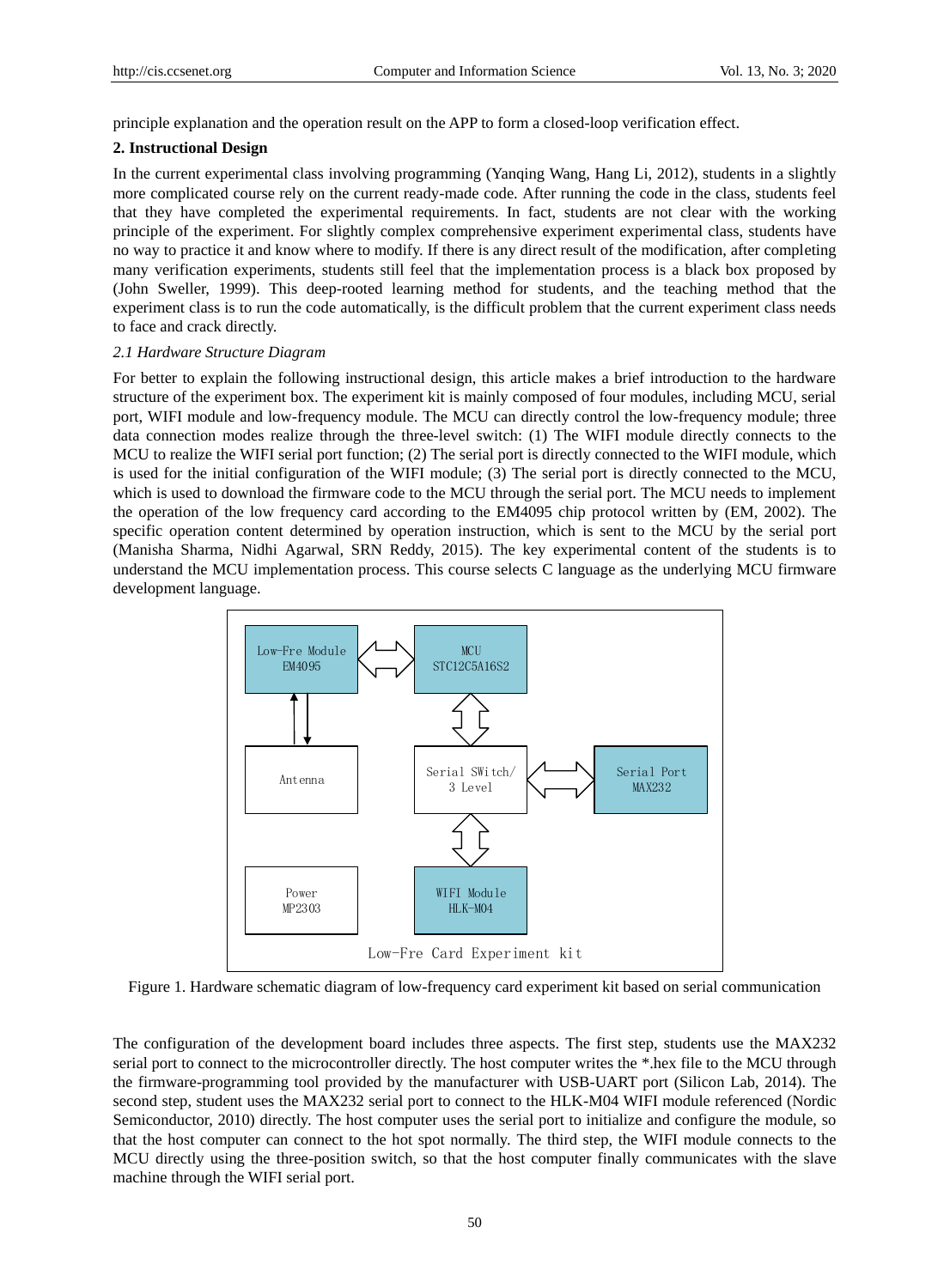principle explanation and the operation result on the APP to form a closed-loop verification effect.

## 2. Instructional Design

In the current experimental class involving programming (Yanqing Wang, Hang Li, 2012), students in a slightly more complicated course rely on the current ready-made code. After running the code in the class, students feel that they have completed the experimental requirements. In fact, students are not clear with the working principle of the experiment. For slightly complex comprehensive experiment experimental class, students have no way to practice it and know where to modify. If there is any direct result of the modification, after completing many verification experiments, students still feel that the implementation process is a black box proposed by (John Sweller, 1999). This deep-rooted learning method for students, and the teaching method that the experiment class is to run the code automatically, is the difficult problem that the current experiment class needs to face and crack directly.

### *2.1 Hardware Structure Diagram*

For better to explain the following instructional design, this article makes a brief introduction to the hardware structure of the experiment box. The experiment kit is mainly composed of four modules, including MCU, serial port, WIFI module and low-frequency module. The MCU can directly control the low-frequency module; three data connection modes realize through the three-level switch: (1) The WIFI module directly connects to the MCU to realize the WIFI serial port function; (2) The serial port is directly connected to the WIFI module, which is used for the initial configuration of the WIFI module; (3) The serial port is directly connected to the MCU, which is used to download the firmware code to the MCU through the serial port. The MCU needs to implement the operation of the low frequency card according to the EM4095 chip protocol written by (EM, 2002). The specific operation content determined by operation instruction, which is sent to the MCU by the serial port (Manisha Sharma, Nidhi Agarwal, SRN Reddy, 2015). The key experimental content of the students is to understand the MCU implementation process. This course selects C language as the underlying MCU firmware development language.

Low-Fre Module EM4095

MCU STC12C5A16S2

Antenna

Serial SWitch/ 3 Level

Serial Port MAX232

Power MP2303

WIFI Module HLK-M04

Low-Fre Card Experiment kit

Figure 1. Hardware schematic diagram of low-frequency card experiment kit based on serial communication

The configuration of the development board includes three aspects. The first step, students use the MAX232 serial port to connect to the microcontroller directly. The host computer writes the *.hex file to the MCU through the firmware-programming tool provided by the manufacturer with USB-UART port (Silicon Lab, 2014). The second step, student uses the MAX232 serial port to connect to the HLK-M04 WIFI module referenced (Nordic Semiconductor, 2010) directly. The host computer uses the serial port to initialize and configure the module, so that the host computer can connect to the hot spot normally. The third step, the WIFI module connects to the MCU directly using the three-position switch, so that the host computer finally communicates with the slave machine through the WIFI serial port.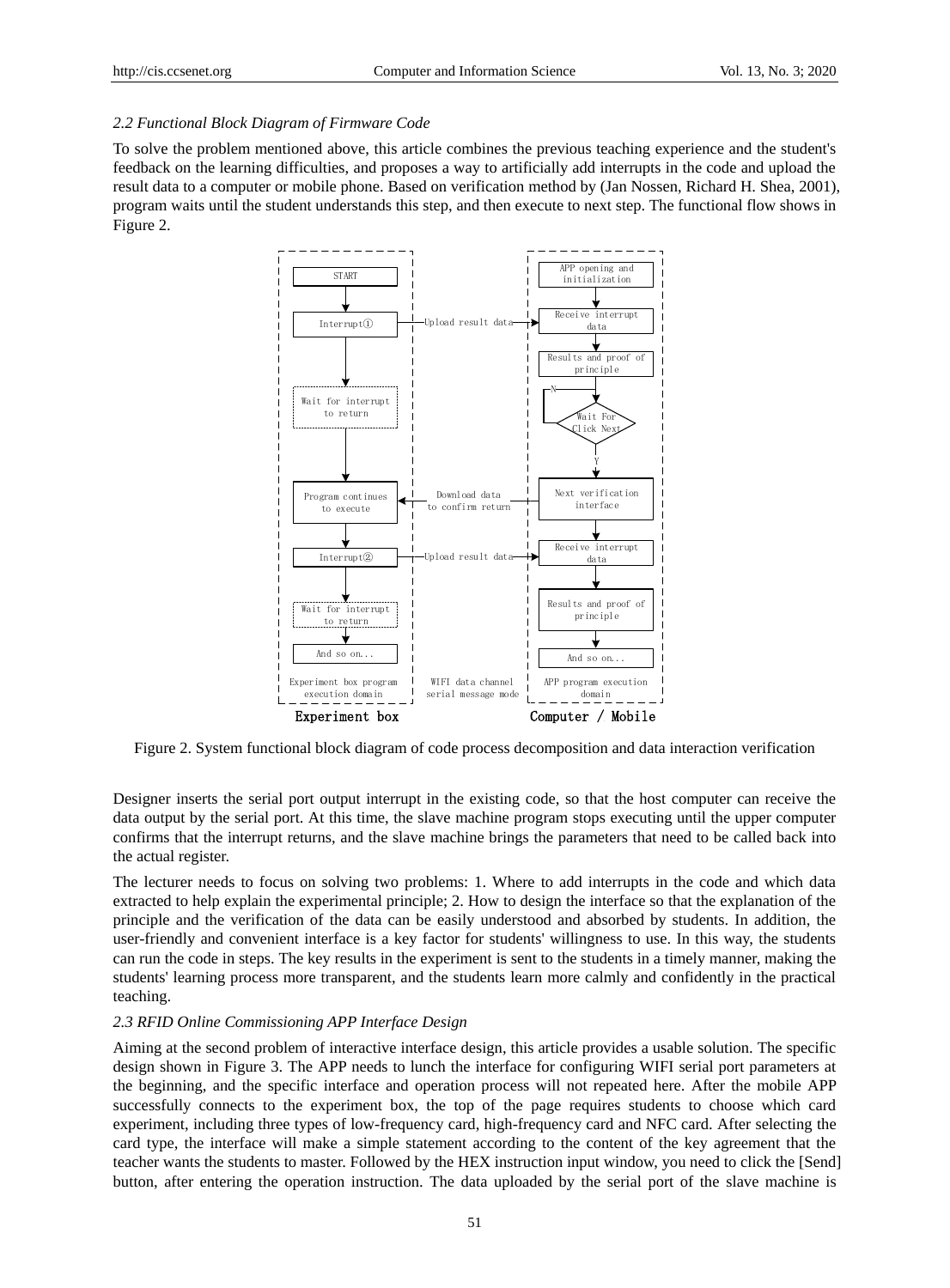### 2.2 Functional Block Diagram of Firmware Code

To solve the problem mentioned above, this article combines the previous teaching experience and the student's feedback on the learning difficulties, and proposes a way to artificially add interrupts in the code and upload the result data to a computer or mobile phone. Based on verification method by (Jan Nossen, Richard H. Shea, 2001), program waits until the student understands this step, and then execute to next step. The functional flow shows in Figure 2.

Figure 2. System functional block diagram of code process decomposition and data interaction verification

Designer inserts the serial port output interrupt in the existing code, so that the host computer can receive the data output by the serial port. At this time, the slave machine program stops executing until the upper computer confirms that the interrupt returns, and the slave machine brings the parameters that need to be called back into the actual register.

The lecturer needs to focus on solving two problems: 1. Where to add interrupts in the code and which data extracted to help explain the experimental principle; 2. How to design the interface so that the explanation of the principle and the verification of the data can be easily understood and absorbed by students. In addition, the user-friendly and convenient interface is a key factor for students' willingness to use. In this way, the students can run the code in steps. The key results in the experiment is sent to the students in a timely manner, making the students' learning process more transparent, and the students learn more calmly and confidently in the practical teaching.

### 2.3 RFID Online Commissioning APP Interface Design

Aiming at the second problem of interactive interface design, this article provides a usable solution. The specific design shown in Figure 3. The APP needs to lunch the interface for configuring WIFI serial port parameters at the beginning, and the specific interface and operation process will not repeated here. After the mobile APP successfully connects to the experiment box, the top of the page requires students to choose which card experiment, including three types of low-frequency card, high-frequency card and NFC card. After selecting the card type, the interface will make a simple statement according to the content of the key agreement that the teacher wants the students to master. Followed by the HEX instruction input window, you need to click the [Send] button, after entering the operation instruction. The data uploaded by the serial port of the slave machine is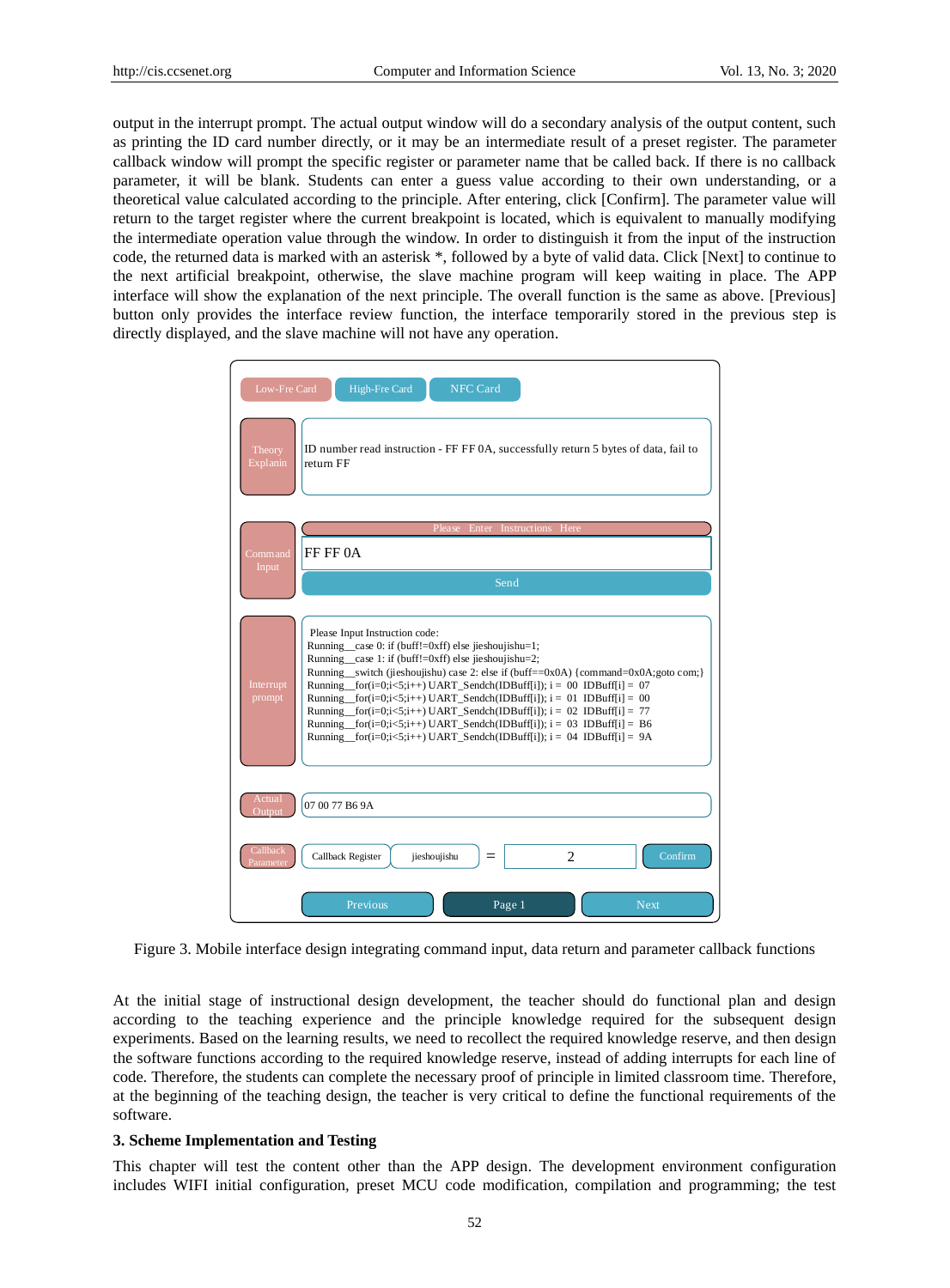output in the interrupt prompt. The actual output window will do a secondary analysis of the output content, such as printing the ID card number directly, or it may be an intermediate result of a preset register. The parameter callback window will prompt the specific register or parameter name that be called back. If there is no callback parameter, it will be blank. Students can enter a guess value according to their own understanding, or a theoretical value calculated according to the principle. After entering, click [Confirm]. The parameter value will return to the target register where the current breakpoint is located, which is equivalent to manually modifying the intermediate operation value through the window. In order to distinguish it from the input of the instruction code, the returned data is marked with an asterisk *, followed by a byte of valid data. Click [Next] to continue to the next artificial breakpoint, otherwise, the slave machine program will keep waiting in place. The APP interface will show the explanation of the next principle. The overall function is the same as above. [Previous] button only provides the interface review function, the interface temporarily stored in the previous step is directly displayed, and the slave machine will not have any operation.

Low-Fre Card | High-Fre Card | NFC Card

Theory Explanin: ID number read instruction - FF FF 0A, successfully return 5 bytes of data, fail to return FF

Command Input: Please Enter Instructions Here

FF FF 0A

Send

Interrupt prompt:

```
Please Input Instruction code:
Running__case 0: if (buff!=0xff) else jieshoujishu=1;
Running__case 1: if (buff!=0xff) else jieshoujishu=2;
Running__switch (jieshoujishu) case 2: else if (buff==0x0A) {command=0x0A;goto com;}
Running__for(i=0;i<5;i++) UART_Sendch(IDBuff[i]); i = 00 IDBuff[i] = 07
Running__for(i=0;i<5;i++) UART_Sendch(IDBuff[i]); i = 01 IDBuff[i] = 00
Running__for(i=0;i<5;i++) UART_Sendch(IDBuff[i]); i = 02 IDBuff[i] = 77
Running__for(i=0;i<5;i++) UART_Sendch(IDBuff[i]); i = 03 IDBuff[i] = B6
Running__for(i=0;i<5;i++) UART_Sendch(IDBuff[i]); i = 04 IDBuff[i] = 9A
```

Actual Output: 07 00 77 B6 9A

Callback Parameter: Callback Register | jieshoujishu = 2 | Confirm

Previous | Page 1 | Next

Figure 3. Mobile interface design integrating command input, data return and parameter callback functions

At the initial stage of instructional design development, the teacher should do functional plan and design according to the teaching experience and the principle knowledge required for the subsequent design experiments. Based on the learning results, we need to recollect the required knowledge reserve, and then design the software functions according to the required knowledge reserve, instead of adding interrupts for each line of code. Therefore, the students can complete the necessary proof of principle in limited classroom time. Therefore, at the beginning of the teaching design, the teacher is very critical to define the functional requirements of the software.

## 3. Scheme Implementation and Testing

This chapter will test the content other than the APP design. The development environment configuration includes WIFI initial configuration, preset MCU code modification, compilation and programming; the test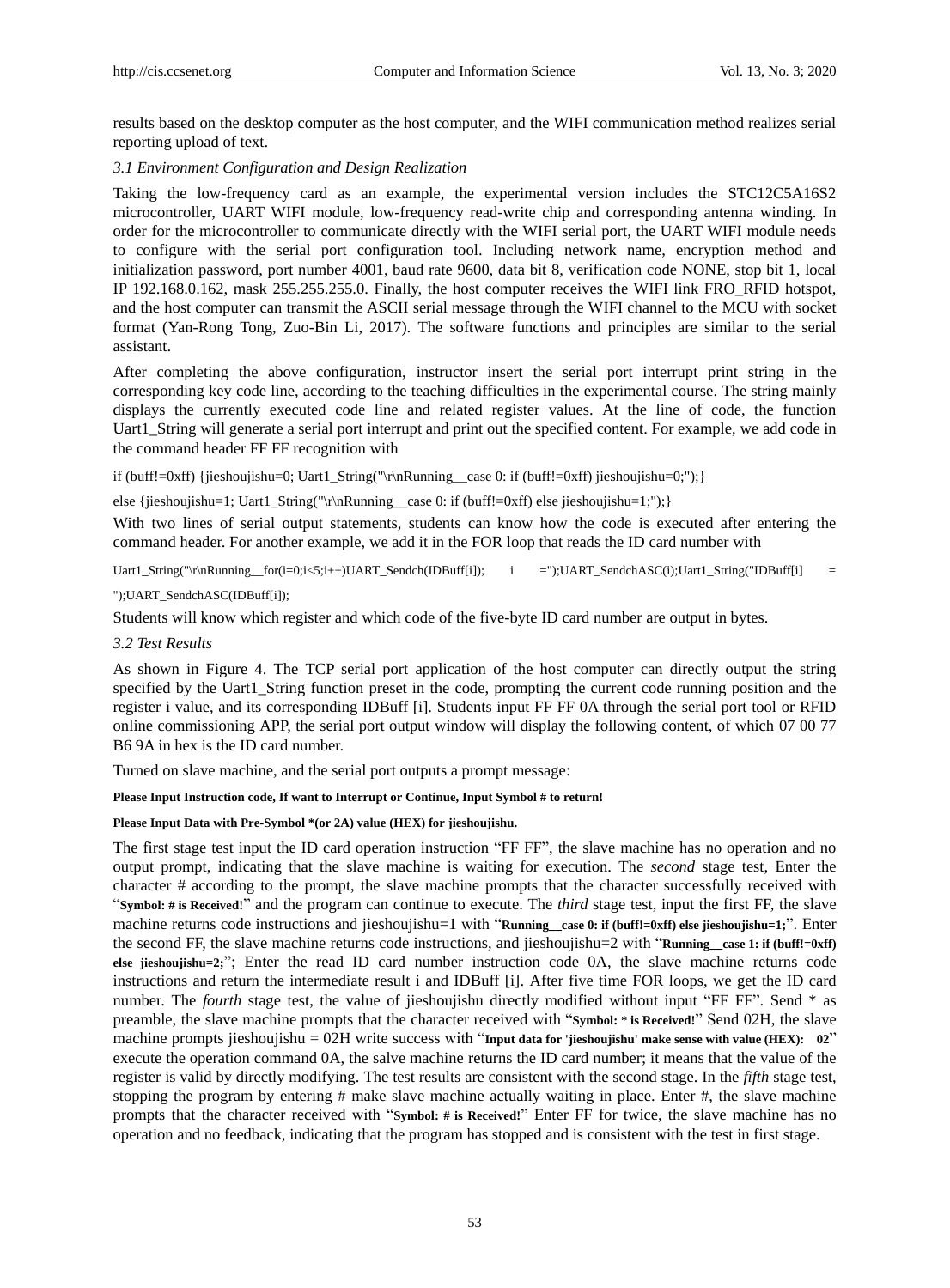results based on the desktop computer as the host computer, and the WIFI communication method realizes serial reporting upload of text.

*3.1 Environment Configuration and Design Realization*

Taking the low-frequency card as an example, the experimental version includes the STC12C5A16S2 microcontroller, UART WIFI module, low-frequency read-write chip and corresponding antenna winding. In order for the microcontroller to communicate directly with the WIFI serial port, the UART WIFI module needs to configure with the serial port configuration tool. Including network name, encryption method and initialization password, port number 4001, baud rate 9600, data bit 8, verification code NONE, stop bit 1, local IP 192.168.0.162, mask 255.255.255.0. Finally, the host computer receives the WIFI link FRO_RFID hotspot, and the host computer can transmit the ASCII serial message through the WIFI channel to the MCU with socket format (Yan-Rong Tong, Zuo-Bin Li, 2017). The software functions and principles are similar to the serial assistant.

After completing the above configuration, instructor insert the serial port interrupt print string in the corresponding key code line, according to the teaching difficulties in the experimental course. The string mainly displays the currently executed code line and related register values. At the line of code, the function Uart1_String will generate a serial port interrupt and print out the specified content. For example, we add code in the command header FF FF recognition with

```
if (buff!=0xff) {jieshoujishu=0; Uart1_String("\r\nRunning__case 0: if (buff!=0xff) jieshoujishu=0;");}
else {jieshoujishu=1; Uart1_String("\r\nRunning__case 0: if (buff!=0xff) else jieshoujishu=1;");}
```

With two lines of serial output statements, students can know how the code is executed after entering the command header. For another example, we add it in the FOR loop that reads the ID card number with

```
Uart1_String("\r\nRunning__for(i=0;i<5;i++)UART_Sendch(IDBuff[i]);    i    =");UART_SendchASC(i);Uart1_String("IDBuff[i]    =
");UART_SendchASC(IDBuff[i]);
```

Students will know which register and which code of the five-byte ID card number are output in bytes.

*3.2 Test Results*

As shown in Figure 4. The TCP serial port application of the host computer can directly output the string specified by the Uart1_String function preset in the code, prompting the current code running position and the register i value, and its corresponding IDBuff [i]. Students input FF FF 0A through the serial port tool or RFID online commissioning APP, the serial port output window will display the following content, of which 07 00 77 B6 9A in hex is the ID card number.

Turned on slave machine, and the serial port outputs a prompt message:

**Please Input Instruction code, If want to Interrupt or Continue, Input Symbol # to return!**

**Please Input Data with Pre-Symbol *(or 2A) value (HEX) for jieshoujishu.**

The first stage test input the ID card operation instruction "FF FF", the slave machine has no operation and no output prompt, indicating that the slave machine is waiting for execution. The *second* stage test, Enter the character # according to the prompt, the slave machine prompts that the character successfully received with "**Symbol: # is Received!**" and the program can continue to execute. The *third* stage test, input the first FF, the slave machine returns code instructions and jieshoujishu=1 with "**Running__case 0: if (buff!=0xff) else jieshoujishu=1;**". Enter the second FF, the slave machine returns code instructions, and jieshoujishu=2 with "**Running__case 1: if (buff!=0xff) else jieshoujishu=2;**"; Enter the read ID card number instruction code 0A, the slave machine returns code instructions and return the intermediate result i and IDBuff [i]. After five time FOR loops, we get the ID card number. The *fourth* stage test, the value of jieshoujishu directly modified without input "FF FF". Send * as preamble, the slave machine prompts that the character received with "**Symbol: * is Received!**" Send 02H, the slave machine prompts jieshoujishu = 02H write success with "**Input data for 'jieshoujishu' make sense with value (HEX): 02**" execute the operation command 0A, the salve machine returns the ID card number; it means that the value of the register is valid by directly modifying. The test results are consistent with the second stage. In the *fifth* stage test, stopping the program by entering # make slave machine actually waiting in place. Enter #, the slave machine prompts that the character received with "**Symbol: # is Received!**" Enter FF for twice, the slave machine has no operation and no feedback, indicating that the program has stopped and is consistent with the test in first stage.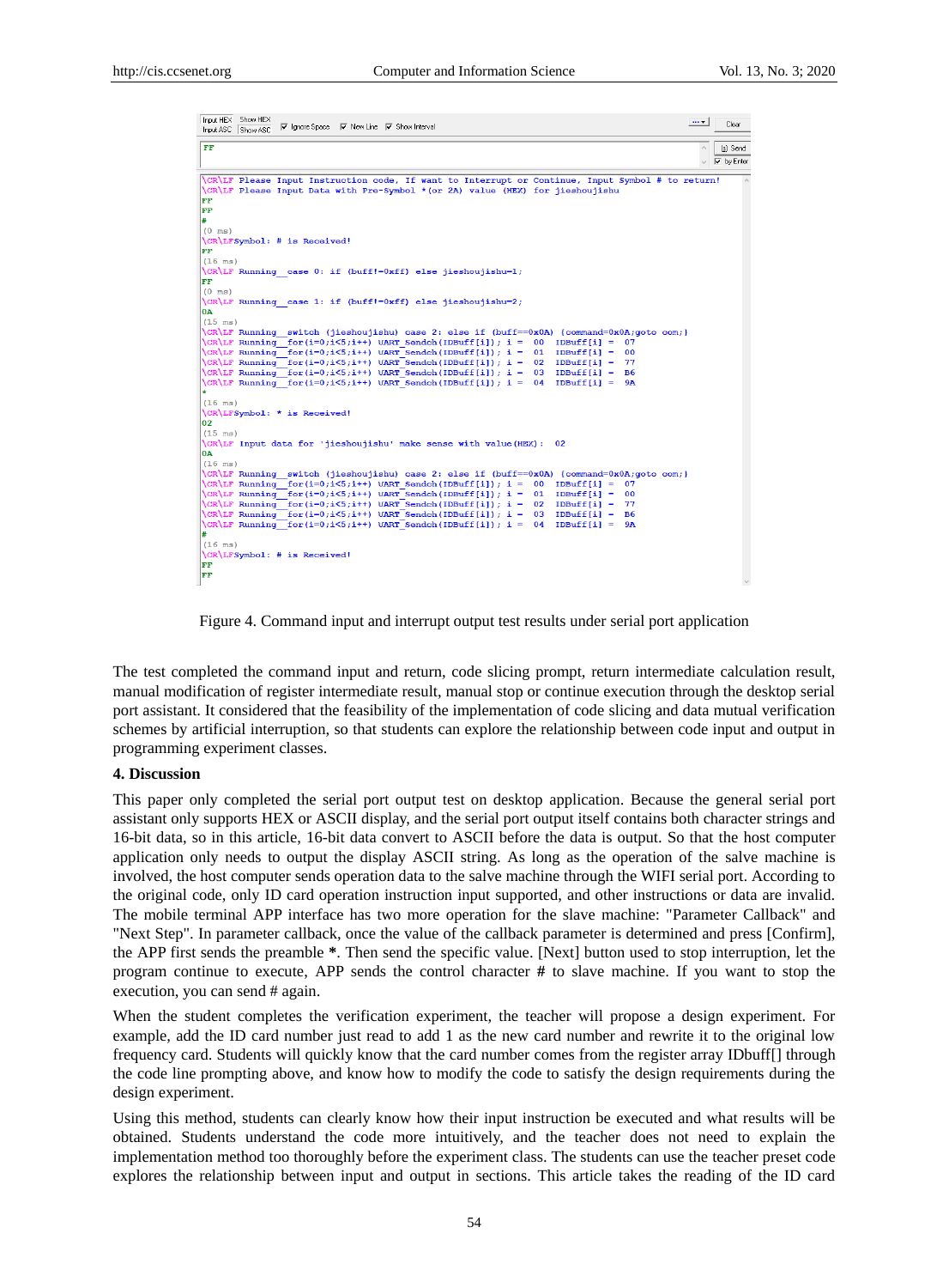Figure 4. Command input and interrupt output test results under serial port application

The test completed the command input and return, code slicing prompt, return intermediate calculation result, manual modification of register intermediate result, manual stop or continue execution through the desktop serial port assistant. It considered that the feasibility of the implementation of code slicing and data mutual verification schemes by artificial interruption, so that students can explore the relationship between code input and output in programming experiment classes.

## 4. Discussion

This paper only completed the serial port output test on desktop application. Because the general serial port assistant only supports HEX or ASCII display, and the serial port output itself contains both character strings and 16-bit data, so in this article, 16-bit data convert to ASCII before the data is output. So that the host computer application only needs to output the display ASCII string. As long as the operation of the salve machine is involved, the host computer sends operation data to the salve machine through the WIFI serial port. According to the original code, only ID card operation instruction input supported, and other instructions or data are invalid. The mobile terminal APP interface has two more operation for the slave machine: "Parameter Callback" and "Next Step". In parameter callback, once the value of the callback parameter is determined and press [Confirm], the APP first sends the preamble **\***. Then send the specific value. [Next] button used to stop interruption, let the program continue to execute, APP sends the control character **#** to slave machine. If you want to stop the execution, you can send # again.

When the student completes the verification experiment, the teacher will propose a design experiment. For example, add the ID card number just read to add 1 as the new card number and rewrite it to the original low frequency card. Students will quickly know that the card number comes from the register array IDbuff[] through the code line prompting above, and know how to modify the code to satisfy the design requirements during the design experiment.

Using this method, students can clearly know how their input instruction be executed and what results will be obtained. Students understand the code more intuitively, and the teacher does not need to explain the implementation method too thoroughly before the experiment class. The students can use the teacher preset code explores the relationship between input and output in sections. This article takes the reading of the ID card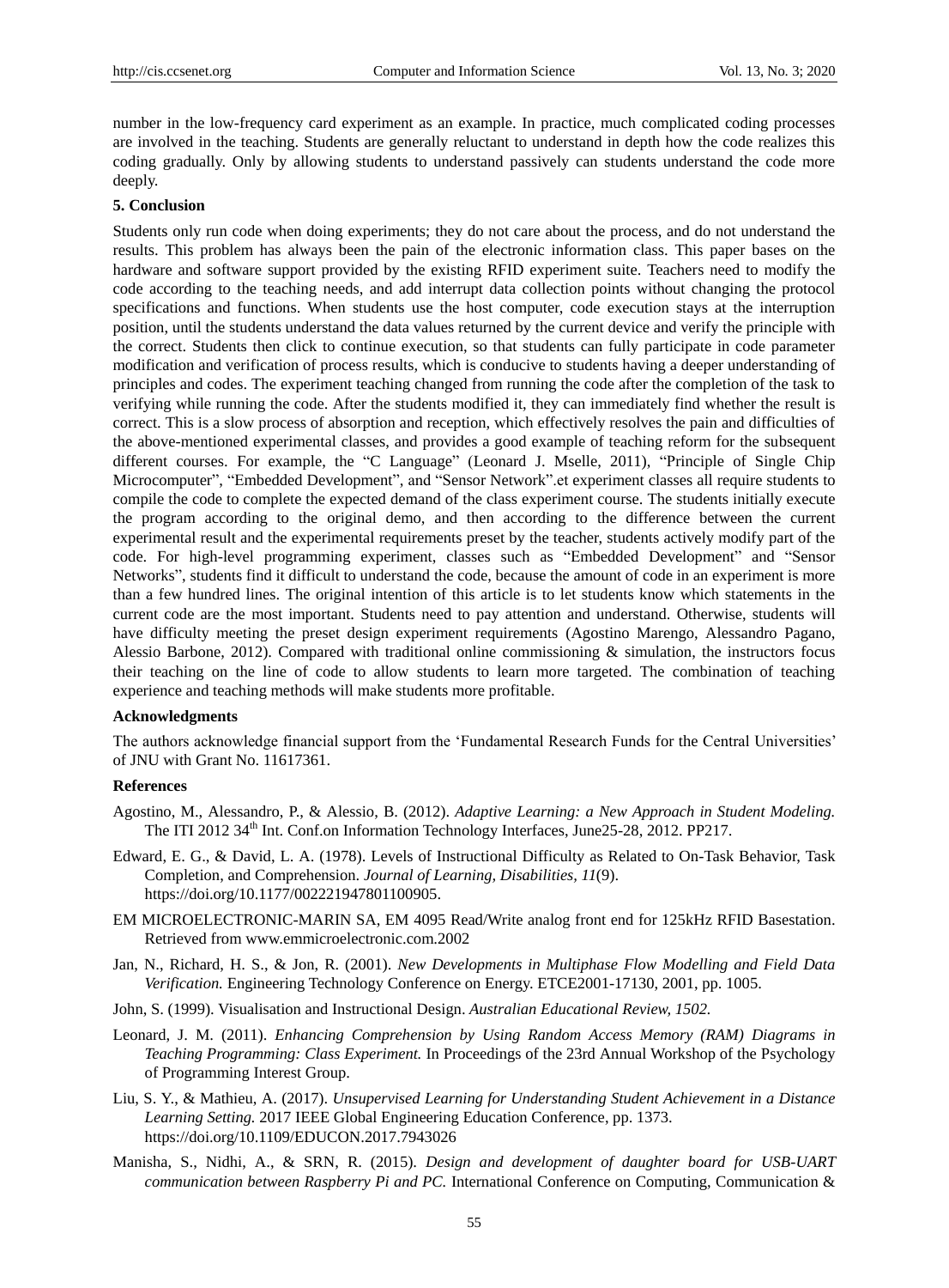number in the low-frequency card experiment as an example. In practice, much complicated coding processes are involved in the teaching. Students are generally reluctant to understand in depth how the code realizes this coding gradually. Only by allowing students to understand passively can students understand the code more deeply.

**5. Conclusion**

Students only run code when doing experiments; they do not care about the process, and do not understand the results. This problem has always been the pain of the electronic information class. This paper bases on the hardware and software support provided by the existing RFID experiment suite. Teachers need to modify the code according to the teaching needs, and add interrupt data collection points without changing the protocol specifications and functions. When students use the host computer, code execution stays at the interruption position, until the students understand the data values returned by the current device and verify the principle with the correct. Students then click to continue execution, so that students can fully participate in code parameter modification and verification of process results, which is conducive to students having a deeper understanding of principles and codes. The experiment teaching changed from running the code after the completion of the task to verifying while running the code. After the students modified it, they can immediately find whether the result is correct. This is a slow process of absorption and reception, which effectively resolves the pain and difficulties of the above-mentioned experimental classes, and provides a good example of teaching reform for the subsequent different courses. For example, the "C Language" (Leonard J. Mselle, 2011), "Principle of Single Chip Microcomputer", "Embedded Development", and "Sensor Network".et experiment classes all require students to compile the code to complete the expected demand of the class experiment course. The students initially execute the program according to the original demo, and then according to the difference between the current experimental result and the experimental requirements preset by the teacher, students actively modify part of the code. For high-level programming experiment, classes such as "Embedded Development" and "Sensor Networks", students find it difficult to understand the code, because the amount of code in an experiment is more than a few hundred lines. The original intention of this article is to let students know which statements in the current code are the most important. Students need to pay attention and understand. Otherwise, students will have difficulty meeting the preset design experiment requirements (Agostino Marengo, Alessandro Pagano, Alessio Barbone, 2012). Compared with traditional online commissioning & simulation, the instructors focus their teaching on the line of code to allow students to learn more targeted. The combination of teaching experience and teaching methods will make students more profitable.

**Acknowledgments**

The authors acknowledge financial support from the 'Fundamental Research Funds for the Central Universities' of JNU with Grant No. 11617361.

**References**

Agostino, M., Alessandro, P., & Alessio, B. (2012). *Adaptive Learning: a New Approach in Student Modeling.* The ITI 2012 34th Int. Conf.on Information Technology Interfaces, June25-28, 2012. PP217.

Edward, E. G., & David, L. A. (1978). Levels of Instructional Difficulty as Related to On-Task Behavior, Task Completion, and Comprehension. *Journal of Learning, Disabilities, 11*(9). https://doi.org/10.1177/002221947801100905.

EM MICROELECTRONIC-MARIN SA, EM 4095 Read/Write analog front end for 125kHz RFID Basestation. Retrieved from www.emmicroelectronic.com.2002

Jan, N., Richard, H. S., & Jon, R. (2001). *New Developments in Multiphase Flow Modelling and Field Data Verification.* Engineering Technology Conference on Energy. ETCE2001-17130, 2001, pp. 1005.

John, S. (1999). Visualisation and Instructional Design. *Australian Educational Review, 1502.*

Leonard, J. M. (2011). *Enhancing Comprehension by Using Random Access Memory (RAM) Diagrams in Teaching Programming: Class Experiment.* In Proceedings of the 23rd Annual Workshop of the Psychology of Programming Interest Group.

Liu, S. Y., & Mathieu, A. (2017). *Unsupervised Learning for Understanding Student Achievement in a Distance Learning Setting.* 2017 IEEE Global Engineering Education Conference, pp. 1373. https://doi.org/10.1109/EDUCON.2017.7943026

Manisha, S., Nidhi, A., & SRN, R. (2015). *Design and development of daughter board for USB-UART communication between Raspberry Pi and PC.* International Conference on Computing, Communication &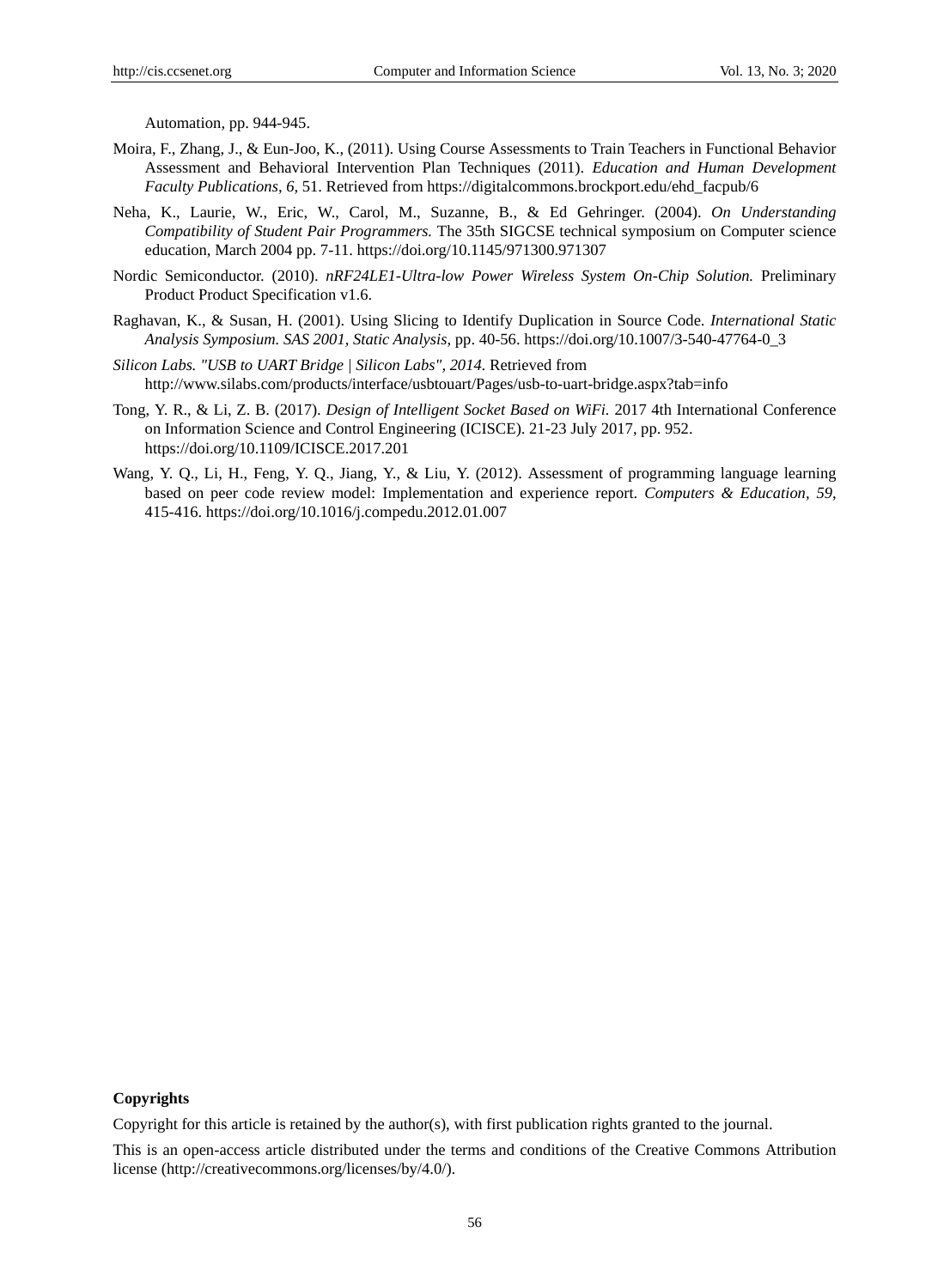Automation, pp. 944-945.

Moira, F., Zhang, J., & Eun-Joo, K., (2011). Using Course Assessments to Train Teachers in Functional Behavior Assessment and Behavioral Intervention Plan Techniques (2011). *Education and Human Development Faculty Publications, 6,* 51. Retrieved from https://digitalcommons.brockport.edu/ehd_facpub/6

Neha, K., Laurie, W., Eric, W., Carol, M., Suzanne, B., & Ed Gehringer. (2004). *On Understanding Compatibility of Student Pair Programmers.* The 35th SIGCSE technical symposium on Computer science education, March 2004 pp. 7-11. https://doi.org/10.1145/971300.971307

Nordic Semiconductor. (2010). *nRF24LE1-Ultra-low Power Wireless System On-Chip Solution.* Preliminary Product Product Specification v1.6.

Raghavan, K., & Susan, H. (2001). Using Slicing to Identify Duplication in Source Code. *International Static Analysis Symposium. SAS 2001, Static Analysis,* pp. 40-56. https://doi.org/10.1007/3-540-47764-0_3

*Silicon Labs. "USB to UART Bridge | Silicon Labs", 2014.* Retrieved from http://www.silabs.com/products/interface/usbtouart/Pages/usb-to-uart-bridge.aspx?tab=info

Tong, Y. R., & Li, Z. B. (2017). *Design of Intelligent Socket Based on WiFi.* 2017 4th International Conference on Information Science and Control Engineering (ICISCE). 21-23 July 2017, pp. 952. https://doi.org/10.1109/ICISCE.2017.201

Wang, Y. Q., Li, H., Feng, Y. Q., Jiang, Y., & Liu, Y. (2012). Assessment of programming language learning based on peer code review model: Implementation and experience report. *Computers & Education, 59,* 415-416. https://doi.org/10.1016/j.compedu.2012.01.007

**Copyrights**

Copyright for this article is retained by the author(s), with first publication rights granted to the journal.

This is an open-access article distributed under the terms and conditions of the Creative Commons Attribution license (http://creativecommons.org/licenses/by/4.0/).